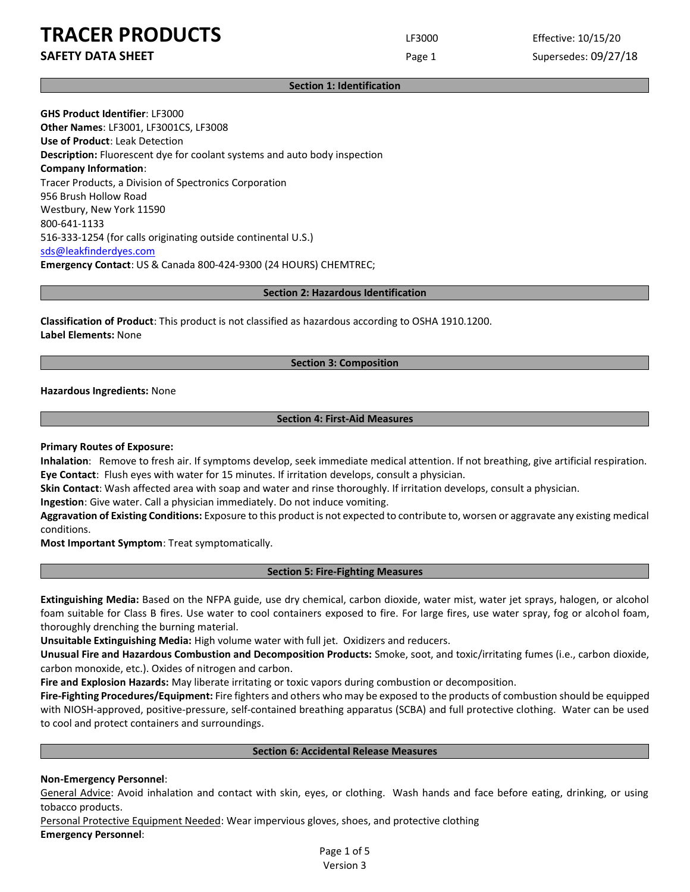# TRACER PRODUCTS

## SAFETY DATA SHEET

LF3000 | Effective: 10/15/20 | Supersedes: 09/27/18

## Section 1: Identification

**GHS Product Identifier**: LF3000
**Other Names**: LF3001, LF3001CS, LF3008
**Use of Product**: Leak Detection
**Description:** Fluorescent dye for coolant systems and auto body inspection
**Company Information**:
Tracer Products, a Division of Spectronics Corporation
956 Brush Hollow Road
Westbury, New York 11590
800-641-1133
516-333-1254 (for calls originating outside continental U.S.)
sds@leakfinderdyes.com
**Emergency Contact**: US & Canada 800-424-9300 (24 HOURS) CHEMTREC;

## Section 2: Hazardous Identification

**Classification of Product**: This product is not classified as hazardous according to OSHA 1910.1200.
**Label Elements:** None

## Section 3: Composition

**Hazardous Ingredients:** None

## Section 4: First-Aid Measures

**Primary Routes of Exposure:**
**Inhalation**: Remove to fresh air. If symptoms develop, seek immediate medical attention. If not breathing, give artificial respiration.
**Eye Contact**: Flush eyes with water for 15 minutes. If irritation develops, consult a physician.
**Skin Contact**: Wash affected area with soap and water and rinse thoroughly. If irritation develops, consult a physician.
**Ingestion**: Give water. Call a physician immediately. Do not induce vomiting.
**Aggravation of Existing Conditions:** Exposure to this product is not expected to contribute to, worsen or aggravate any existing medical conditions.
**Most Important Symptom**: Treat symptomatically.

## Section 5: Fire-Fighting Measures

**Extinguishing Media:** Based on the NFPA guide, use dry chemical, carbon dioxide, water mist, water jet sprays, halogen, or alcohol foam suitable for Class B fires. Use water to cool containers exposed to fire. For large fires, use water spray, fog or alcohol foam, thoroughly drenching the burning material.
**Unsuitable Extinguishing Media:** High volume water with full jet. Oxidizers and reducers.
**Unusual Fire and Hazardous Combustion and Decomposition Products:** Smoke, soot, and toxic/irritating fumes (i.e., carbon dioxide, carbon monoxide, etc.). Oxides of nitrogen and carbon.
**Fire and Explosion Hazards:** May liberate irritating or toxic vapors during combustion or decomposition.
**Fire-Fighting Procedures/Equipment:** Fire fighters and others who may be exposed to the products of combustion should be equipped with NIOSH-approved, positive-pressure, self-contained breathing apparatus (SCBA) and full protective clothing. Water can be used to cool and protect containers and surroundings.

## Section 6: Accidental Release Measures

**Non-Emergency Personnel**:
General Advice: Avoid inhalation and contact with skin, eyes, or clothing. Wash hands and face before eating, drinking, or using tobacco products.
Personal Protective Equipment Needed: Wear impervious gloves, shoes, and protective clothing
**Emergency Personnel**: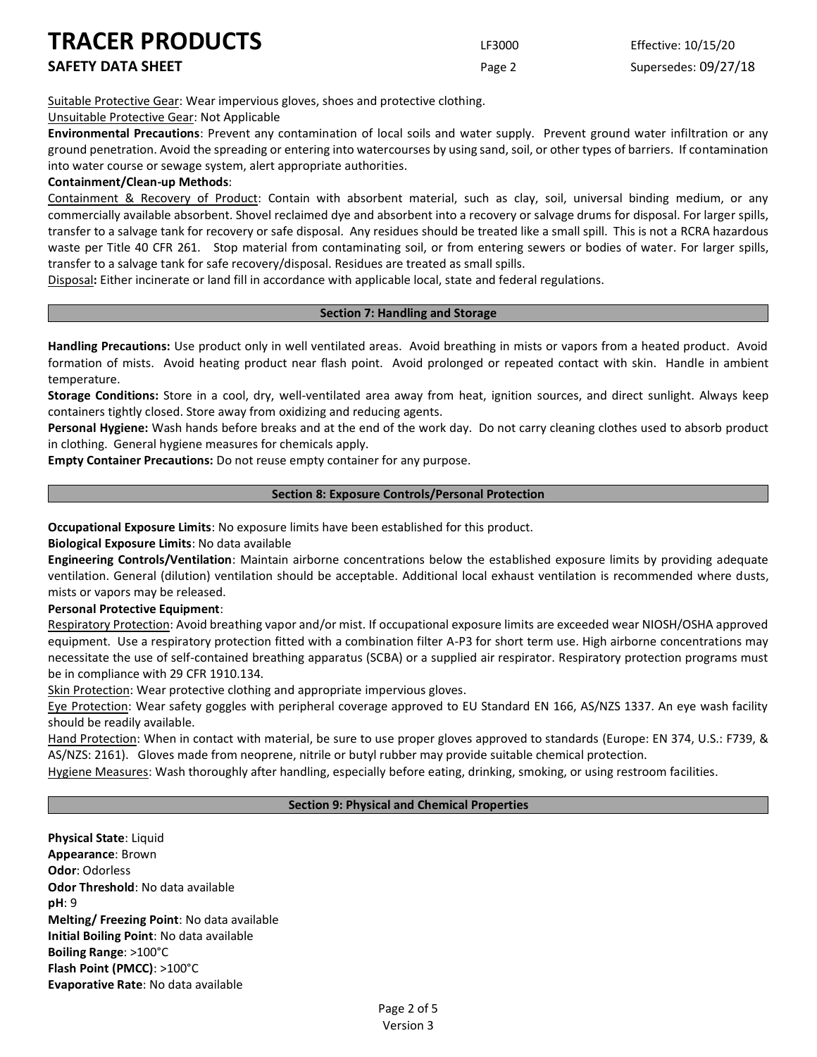Suitable Protective Gear: Wear impervious gloves, shoes and protective clothing.

Unsuitable Protective Gear: Not Applicable

**Environmental Precautions**: Prevent any contamination of local soils and water supply. Prevent ground water infiltration or any ground penetration. Avoid the spreading or entering into watercourses by using sand, soil, or other types of barriers. If contamination into water course or sewage system, alert appropriate authorities.

**Containment/Clean-up Methods**:

Containment & Recovery of Product: Contain with absorbent material, such as clay, soil, universal binding medium, or any commercially available absorbent. Shovel reclaimed dye and absorbent into a recovery or salvage drums for disposal. For larger spills, transfer to a salvage tank for recovery or safe disposal. Any residues should be treated like a small spill. This is not a RCRA hazardous waste per Title 40 CFR 261. Stop material from contaminating soil, or from entering sewers or bodies of water. For larger spills, transfer to a salvage tank for safe recovery/disposal. Residues are treated as small spills.

Disposal**:** Either incinerate or land fill in accordance with applicable local, state and federal regulations.

## Section 7: Handling and Storage

**Handling Precautions:** Use product only in well ventilated areas. Avoid breathing in mists or vapors from a heated product. Avoid formation of mists. Avoid heating product near flash point. Avoid prolonged or repeated contact with skin. Handle in ambient temperature.

**Storage Conditions:** Store in a cool, dry, well-ventilated area away from heat, ignition sources, and direct sunlight. Always keep containers tightly closed. Store away from oxidizing and reducing agents.

**Personal Hygiene:** Wash hands before breaks and at the end of the work day. Do not carry cleaning clothes used to absorb product in clothing. General hygiene measures for chemicals apply.

**Empty Container Precautions:** Do not reuse empty container for any purpose.

## Section 8: Exposure Controls/Personal Protection

**Occupational Exposure Limits**: No exposure limits have been established for this product.

**Biological Exposure Limits**: No data available

**Engineering Controls/Ventilation**: Maintain airborne concentrations below the established exposure limits by providing adequate ventilation. General (dilution) ventilation should be acceptable. Additional local exhaust ventilation is recommended where dusts, mists or vapors may be released.

**Personal Protective Equipment**:

Respiratory Protection: Avoid breathing vapor and/or mist. If occupational exposure limits are exceeded wear NIOSH/OSHA approved equipment. Use a respiratory protection fitted with a combination filter A-P3 for short term use. High airborne concentrations may necessitate the use of self-contained breathing apparatus (SCBA) or a supplied air respirator. Respiratory protection programs must be in compliance with 29 CFR 1910.134.

Skin Protection: Wear protective clothing and appropriate impervious gloves.

Eye Protection: Wear safety goggles with peripheral coverage approved to EU Standard EN 166, AS/NZS 1337. An eye wash facility should be readily available.

Hand Protection: When in contact with material, be sure to use proper gloves approved to standards (Europe: EN 374, U.S.: F739, & AS/NZS: 2161). Gloves made from neoprene, nitrile or butyl rubber may provide suitable chemical protection.

Hygiene Measures: Wash thoroughly after handling, especially before eating, drinking, smoking, or using restroom facilities.

## Section 9: Physical and Chemical Properties

**Physical State**: Liquid

**Appearance**: Brown

**Odor**: Odorless

**Odor Threshold**: No data available

**pH**: 9

**Melting/ Freezing Point**: No data available

**Initial Boiling Point**: No data available

**Boiling Range**: >100°C

**Flash Point (PMCC)**: >100°C

**Evaporative Rate**: No data available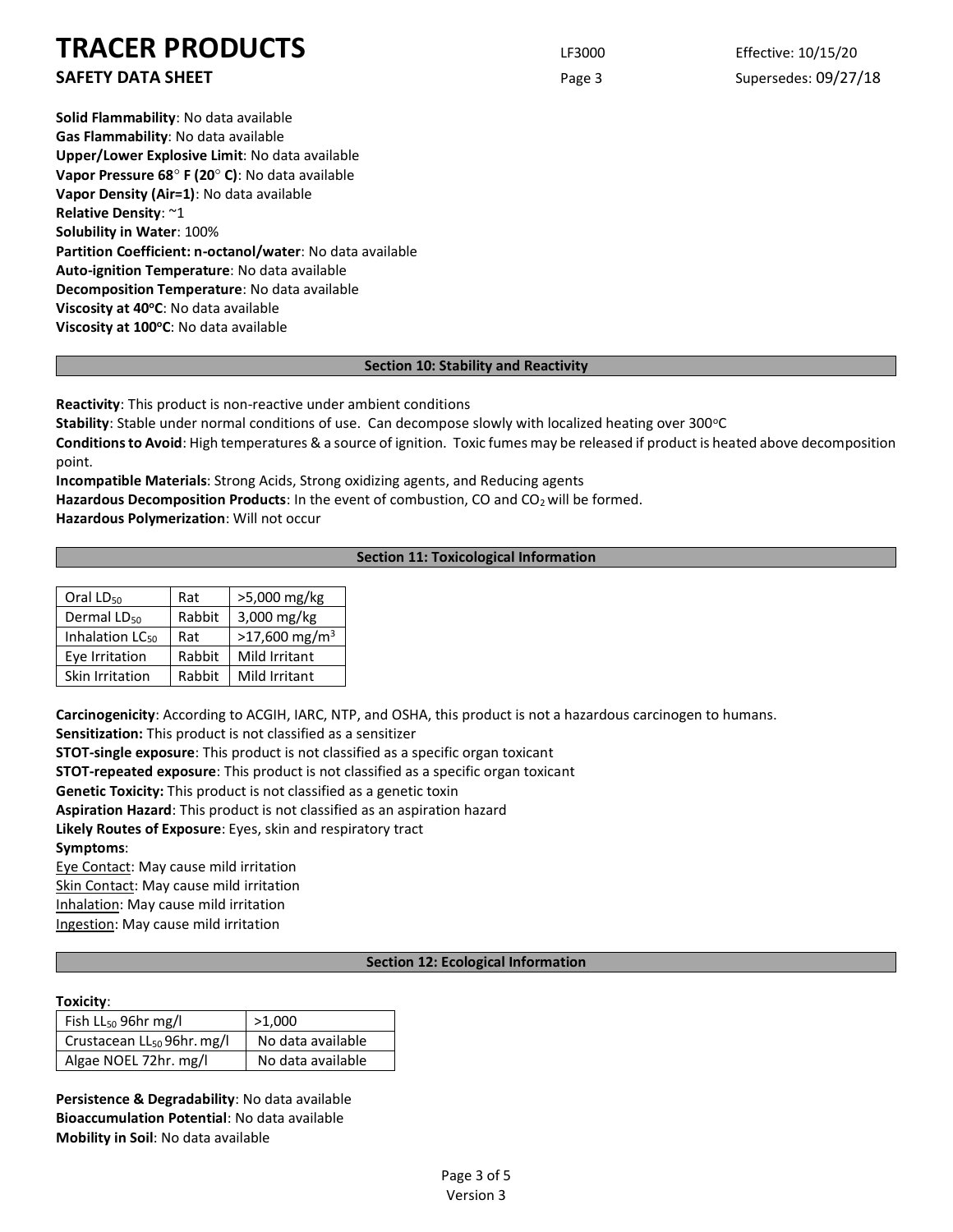**Solid Flammability**: No data available
**Gas Flammability**: No data available
**Upper/Lower Explosive Limit**: No data available
**Vapor Pressure 68° F (20° C)**: No data available
**Vapor Density (Air=1)**: No data available
**Relative Density**: ~1
**Solubility in Water**: 100%
**Partition Coefficient: n-octanol/water**: No data available
**Auto-ignition Temperature**: No data available
**Decomposition Temperature**: No data available
**Viscosity at 40°C**: No data available
**Viscosity at 100°C**: No data available

## Section 10: Stability and Reactivity

**Reactivity**: This product is non-reactive under ambient conditions
**Stability**: Stable under normal conditions of use. Can decompose slowly with localized heating over 300°C
**Conditions to Avoid**: High temperatures & a source of ignition. Toxic fumes may be released if product is heated above decomposition point.
**Incompatible Materials**: Strong Acids, Strong oxidizing agents, and Reducing agents
**Hazardous Decomposition Products**: In the event of combustion, CO and $CO_2$ will be formed.
**Hazardous Polymerization**: Will not occur

## Section 11: Toxicological Information

| | | |
|---|---|---|
| Oral $LD_{50}$ | Rat | >5,000 mg/kg |
| Dermal $LD_{50}$ | Rabbit | 3,000 mg/kg |
| Inhalation $LC_{50}$ | Rat | >17,600 $mg/m^3$ |
| Eye Irritation | Rabbit | Mild Irritant |
| Skin Irritation | Rabbit | Mild Irritant |

**Carcinogenicity**: According to ACGIH, IARC, NTP, and OSHA, this product is not a hazardous carcinogen to humans.
**Sensitization:** This product is not classified as a sensitizer
**STOT-single exposure**: This product is not classified as a specific organ toxicant
**STOT-repeated exposure**: This product is not classified as a specific organ toxicant
**Genetic Toxicity:** This product is not classified as a genetic toxin
**Aspiration Hazard**: This product is not classified as an aspiration hazard
**Likely Routes of Exposure**: Eyes, skin and respiratory tract
**Symptoms**:
Eye Contact: May cause mild irritation
Skin Contact: May cause mild irritation
Inhalation: May cause mild irritation
Ingestion: May cause mild irritation

## Section 12: Ecological Information

**Toxicity**:

| | |
|---|---|
| Fish $LL_{50}$ 96hr mg/l | >1,000 |
| Crustacean $LL_{50}$ 96hr. mg/l | No data available |
| Algae NOEL 72hr. mg/l | No data available |

**Persistence & Degradability**: No data available
**Bioaccumulation Potential**: No data available
**Mobility in Soil**: No data available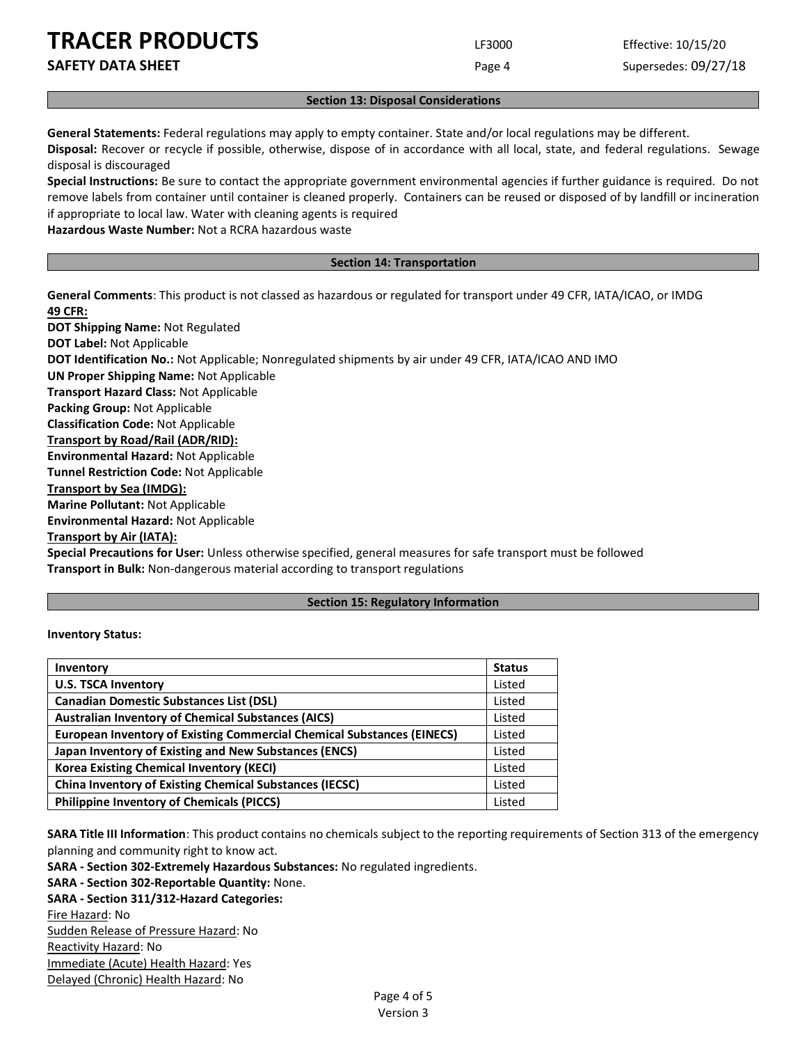## Section 13: Disposal Considerations

**General Statements:** Federal regulations may apply to empty container. State and/or local regulations may be different.

**Disposal:** Recover or recycle if possible, otherwise, dispose of in accordance with all local, state, and federal regulations. Sewage disposal is discouraged

**Special Instructions:** Be sure to contact the appropriate government environmental agencies if further guidance is required. Do not remove labels from container until container is cleaned properly. Containers can be reused or disposed of by landfill or incineration if appropriate to local law. Water with cleaning agents is required

**Hazardous Waste Number:** Not a RCRA hazardous waste

## Section 14: Transportation

**General Comments**: This product is not classed as hazardous or regulated for transport under 49 CFR, IATA/ICAO, or IMDG

**49 CFR:**

**DOT Shipping Name:** Not Regulated
**DOT Label:** Not Applicable
**DOT Identification No.:** Not Applicable; Nonregulated shipments by air under 49 CFR, IATA/ICAO AND IMO
**UN Proper Shipping Name:** Not Applicable
**Transport Hazard Class:** Not Applicable
**Packing Group:** Not Applicable
**Classification Code:** Not Applicable

**Transport by Road/Rail (ADR/RID):**

**Environmental Hazard:** Not Applicable
**Tunnel Restriction Code:** Not Applicable

**Transport by Sea (IMDG):**

**Marine Pollutant:** Not Applicable
**Environmental Hazard:** Not Applicable

**Transport by Air (IATA):**

**Special Precautions for User:** Unless otherwise specified, general measures for safe transport must be followed
**Transport in Bulk:** Non-dangerous material according to transport regulations

## Section 15: Regulatory Information

**Inventory Status:**

| Inventory | Status |
|---|---|
| **U.S. TSCA Inventory** | Listed |
| **Canadian Domestic Substances List (DSL)** | Listed |
| **Australian Inventory of Chemical Substances (AICS)** | Listed |
| **European Inventory of Existing Commercial Chemical Substances (EINECS)** | Listed |
| **Japan Inventory of Existing and New Substances (ENCS)** | Listed |
| **Korea Existing Chemical Inventory (KECI)** | Listed |
| **China Inventory of Existing Chemical Substances (IECSC)** | Listed |
| **Philippine Inventory of Chemicals (PICCS)** | Listed |

**SARA Title III Information**: This product contains no chemicals subject to the reporting requirements of Section 313 of the emergency planning and community right to know act.

**SARA - Section 302-Extremely Hazardous Substances:** No regulated ingredients.
**SARA - Section 302-Reportable Quantity:** None.
**SARA - Section 311/312-Hazard Categories:**

Fire Hazard: No
Sudden Release of Pressure Hazard: No
Reactivity Hazard: No
Immediate (Acute) Health Hazard: Yes
Delayed (Chronic) Health Hazard: No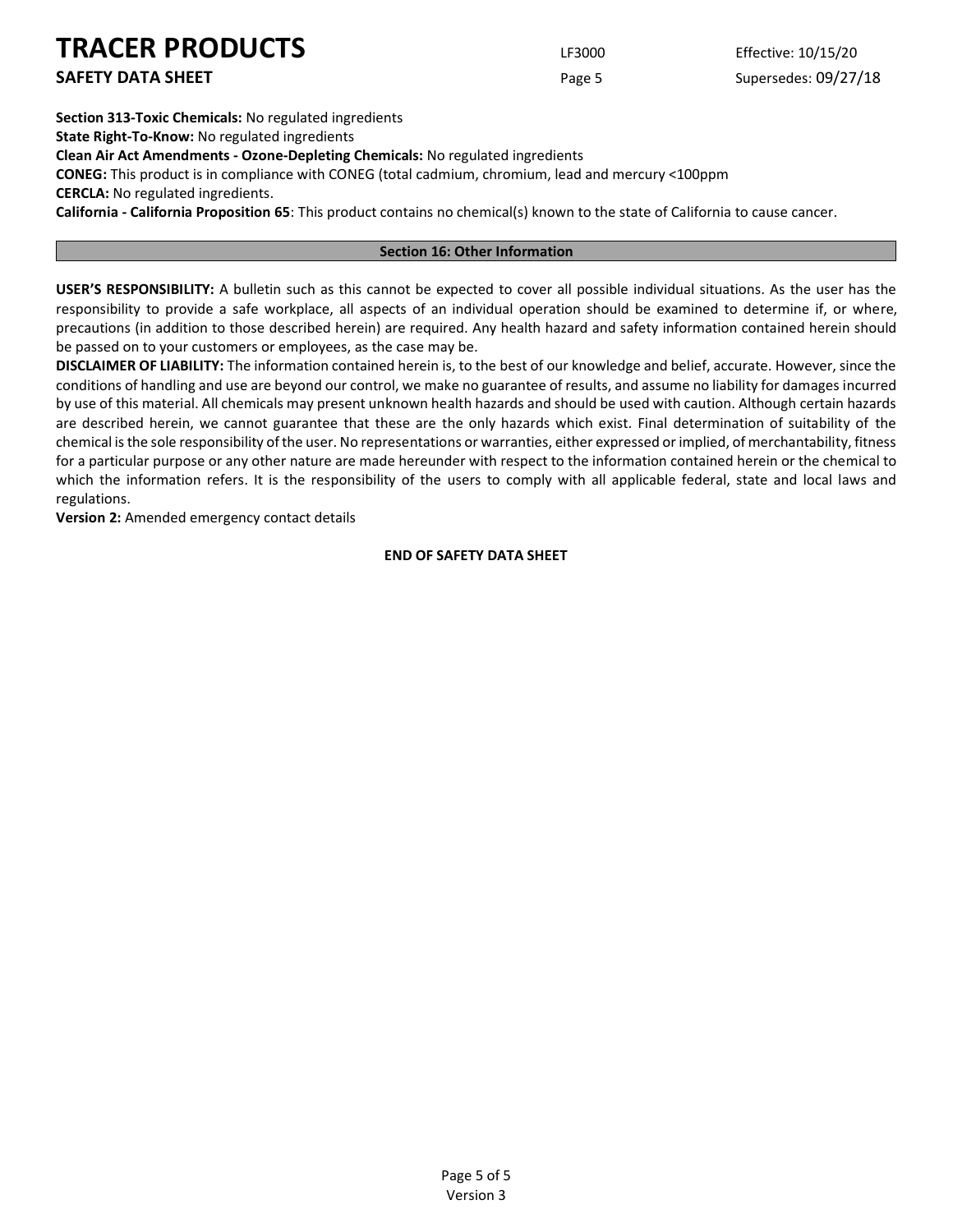**Section 313-Toxic Chemicals:** No regulated ingredients
**State Right-To-Know:** No regulated ingredients
**Clean Air Act Amendments - Ozone-Depleting Chemicals:** No regulated ingredients
**CONEG:** This product is in compliance with CONEG (total cadmium, chromium, lead and mercury <100ppm
**CERCLA:** No regulated ingredients.
**California - California Proposition 65**: This product contains no chemical(s) known to the state of California to cause cancer.

## Section 16: Other Information

**USER'S RESPONSIBILITY:** A bulletin such as this cannot be expected to cover all possible individual situations. As the user has the responsibility to provide a safe workplace, all aspects of an individual operation should be examined to determine if, or where, precautions (in addition to those described herein) are required. Any health hazard and safety information contained herein should be passed on to your customers or employees, as the case may be.
**DISCLAIMER OF LIABILITY:** The information contained herein is, to the best of our knowledge and belief, accurate. However, since the conditions of handling and use are beyond our control, we make no guarantee of results, and assume no liability for damages incurred by use of this material. All chemicals may present unknown health hazards and should be used with caution. Although certain hazards are described herein, we cannot guarantee that these are the only hazards which exist. Final determination of suitability of the chemical is the sole responsibility of the user. No representations or warranties, either expressed or implied, of merchantability, fitness for a particular purpose or any other nature are made hereunder with respect to the information contained herein or the chemical to which the information refers. It is the responsibility of the users to comply with all applicable federal, state and local laws and regulations.
**Version 2:** Amended emergency contact details

**END OF SAFETY DATA SHEET**